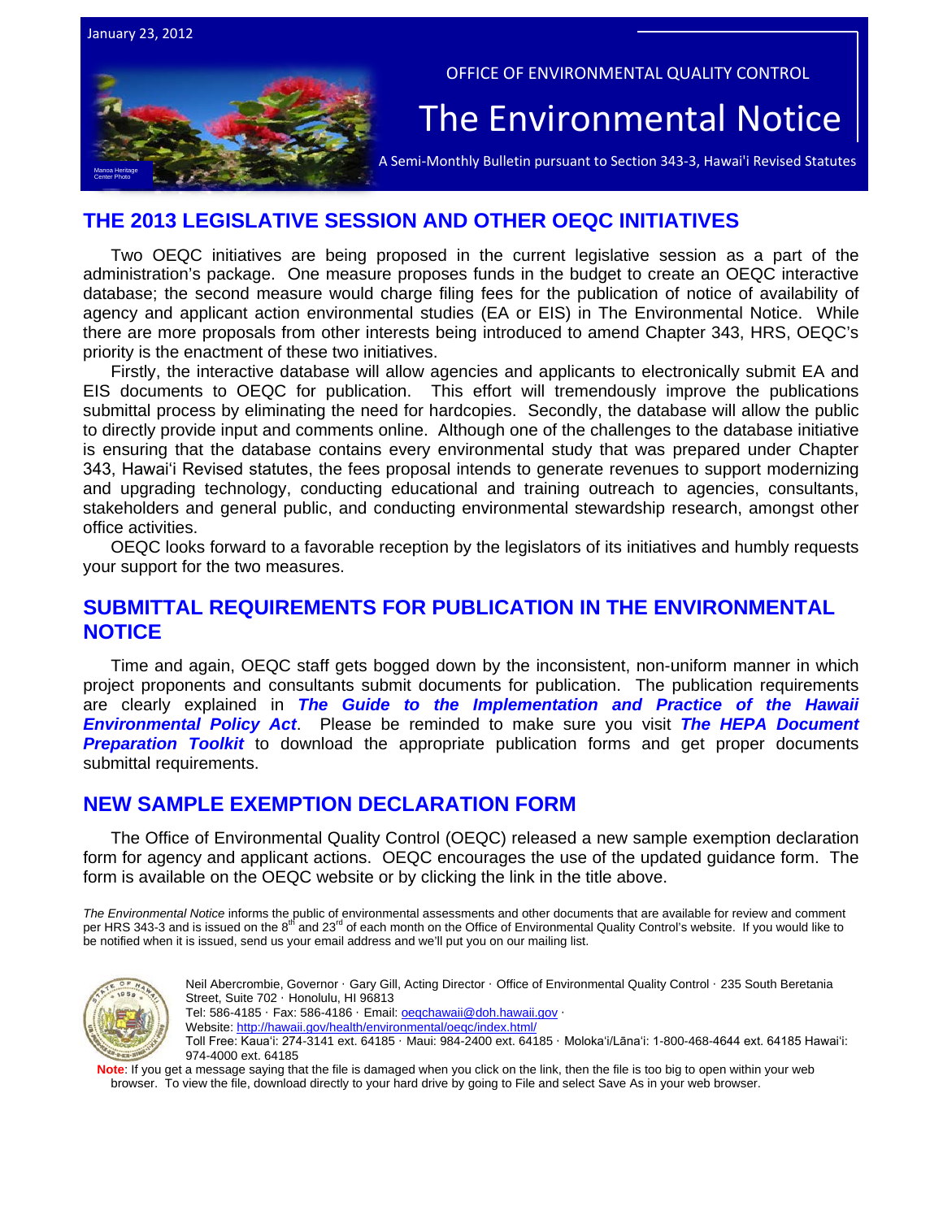January 23, 2012

OFFICE OF ENVIRONMENTAL QUALITY CONTROL

# The Environmental Notice

A Semi-Monthly Bulletin pursuant to Section 343-3, Hawai'i Revised Statutes

Manoa Heritage Center Photo

## THE 2013 LEGISLATIVE SESSION AND OTHER OEQC INITIATIVES

Two OEQC initiatives are being proposed in the current legislative session as a part of the administration's package. One measure proposes funds in the budget to create an OEQC interactive database; the second measure would charge filing fees for the publication of notice of availability of agency and applicant action environmental studies (EA or EIS) in The Environmental Notice. While there are more proposals from other interests being introduced to amend Chapter 343, HRS, OEQC's priority is the enactment of these two initiatives.

Firstly, the interactive database will allow agencies and applicants to electronically submit EA and EIS documents to OEQC for publication. This effort will tremendously improve the publications submittal process by eliminating the need for hardcopies. Secondly, the database will allow the public to directly provide input and comments online. Although one of the challenges to the database initiative is ensuring that the database contains every environmental study that was prepared under Chapter 343, Hawai'i Revised statutes, the fees proposal intends to generate revenues to support modernizing and upgrading technology, conducting educational and training outreach to agencies, consultants, stakeholders and general public, and conducting environmental stewardship research, amongst other office activities.

OEQC looks forward to a favorable reception by the legislators of its initiatives and humbly requests your support for the two measures.

## SUBMITTAL REQUIREMENTS FOR PUBLICATION IN THE ENVIRONMENTAL NOTICE

Time and again, OEQC staff gets bogged down by the inconsistent, non-uniform manner in which project proponents and consultants submit documents for publication. The publication requirements are clearly explained in ***The Guide to the Implementation and Practice of the Hawaii Environmental Policy Act***. Please be reminded to make sure you visit ***The HEPA Document Preparation Toolkit*** to download the appropriate publication forms and get proper documents submittal requirements.

## NEW SAMPLE EXEMPTION DECLARATION FORM

The Office of Environmental Quality Control (OEQC) released a new sample exemption declaration form for agency and applicant actions. OEQC encourages the use of the updated guidance form. The form is available on the OEQC website or by clicking the link in the title above.

*The Environmental Notice* informs the public of environmental assessments and other documents that are available for review and comment per HRS 343-3 and is issued on the 8th and 23rd of each month on the Office of Environmental Quality Control's website. If you would like to be notified when it is issued, send us your email address and we'll put you on our mailing list.

Neil Abercrombie, Governor · Gary Gill, Acting Director · Office of Environmental Quality Control · 235 South Beretania Street, Suite 702 · Honolulu, HI 96813
Tel: 586-4185 · Fax: 586-4186 · Email: oeqchawaii@doh.hawaii.gov ·
Website: http://hawaii.gov/health/environmental/oeqc/index.html/
Toll Free: Kaua'i: 274-3141 ext. 64185 · Maui: 984-2400 ext. 64185 · Moloka'i/Lāna'i: 1-800-468-4644 ext. 64185 Hawai'i: 974-4000 ext. 64185

**Note**: If you get a message saying that the file is damaged when you click on the link, then the file is too big to open within your web browser. To view the file, download directly to your hard drive by going to File and select Save As in your web browser.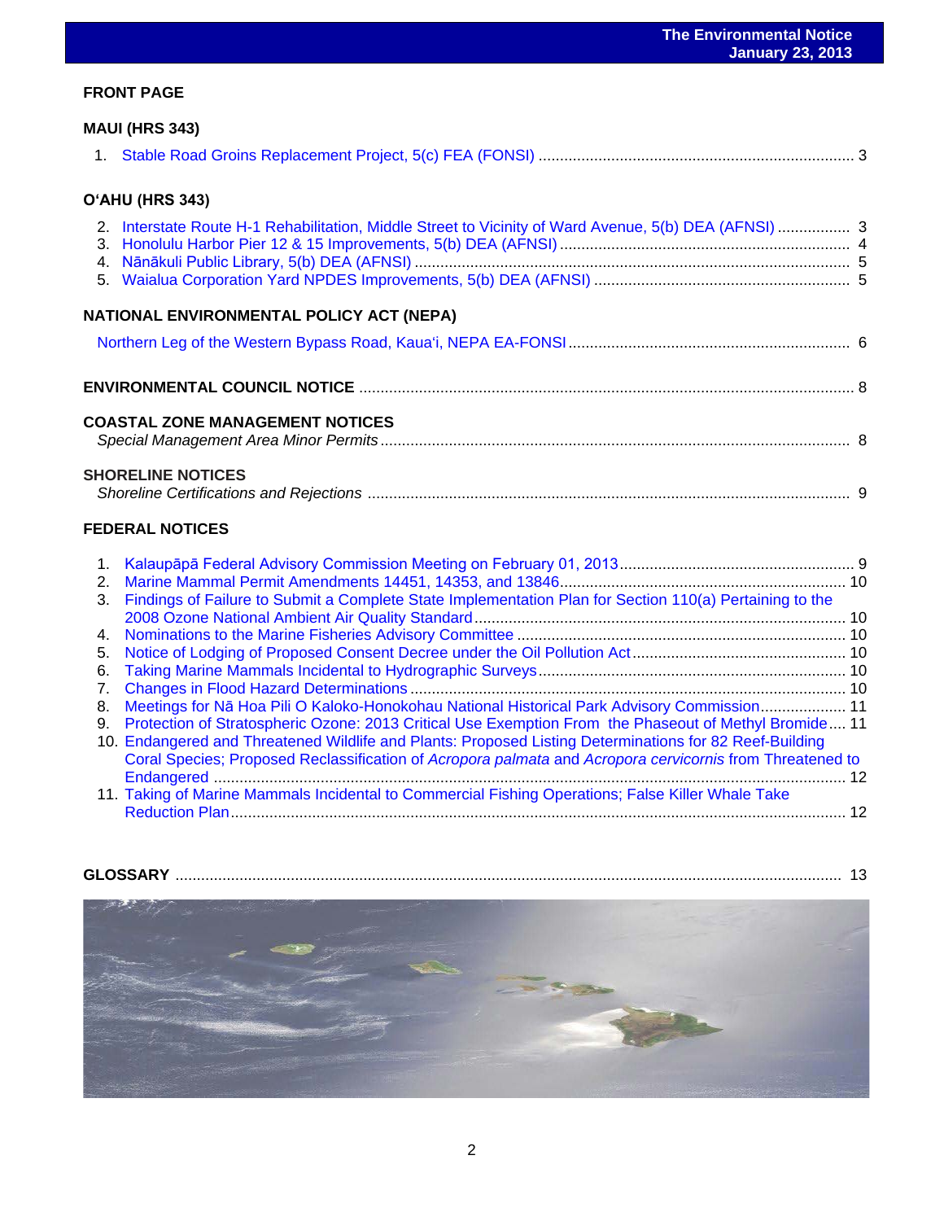**FRONT PAGE**

**MAUI (HRS 343)**

1. Stable Road Groins Replacement Project, 5(c) FEA (FONSI) .......... 3

**O'AHU (HRS 343)**

2. Interstate Route H-1 Rehabilitation, Middle Street to Vicinity of Ward Avenue, 5(b) DEA (AFNSI) .......... 3
3. Honolulu Harbor Pier 12 & 15 Improvements, 5(b) DEA (AFNSI) .......... 4
4. Nānākuli Public Library, 5(b) DEA (AFNSI) .......... 5
5. Waialua Corporation Yard NPDES Improvements, 5(b) DEA (AFNSI) .......... 5

**NATIONAL ENVIRONMENTAL POLICY ACT (NEPA)**

Northern Leg of the Western Bypass Road, Kaua'i, NEPA EA-FONSI .......... 6

**ENVIRONMENTAL COUNCIL NOTICE** .......... 8

**COASTAL ZONE MANAGEMENT NOTICES**

*Special Management Area Minor Permits* .......... 8

**SHORELINE NOTICES**

*Shoreline Certifications and Rejections* .......... 9

**FEDERAL NOTICES**

1. Kalaupāpā Federal Advisory Commission Meeting on February 01, 2013 .......... 9
2. Marine Mammal Permit Amendments 14451, 14353, and 13846 .......... 10
3. Findings of Failure to Submit a Complete State Implementation Plan for Section 110(a) Pertaining to the 2008 Ozone National Ambient Air Quality Standard .......... 10
4. Nominations to the Marine Fisheries Advisory Committee .......... 10
5. Notice of Lodging of Proposed Consent Decree under the Oil Pollution Act .......... 10
6. Taking Marine Mammals Incidental to Hydrographic Surveys .......... 10
7. Changes in Flood Hazard Determinations .......... 10
8. Meetings for Nā Hoa Pili O Kaloko-Honokohau National Historical Park Advisory Commission .......... 11
9. Protection of Stratospheric Ozone: 2013 Critical Use Exemption From the Phaseout of Methyl Bromide .......... 11
10. Endangered and Threatened Wildlife and Plants: Proposed Listing Determinations for 82 Reef-Building Coral Species; Proposed Reclassification of *Acropora palmata* and *Acropora cervicornis* from Threatened to Endangered .......... 12
11. Taking of Marine Mammals Incidental to Commercial Fishing Operations; False Killer Whale Take Reduction Plan .......... 12

**GLOSSARY** .......... 13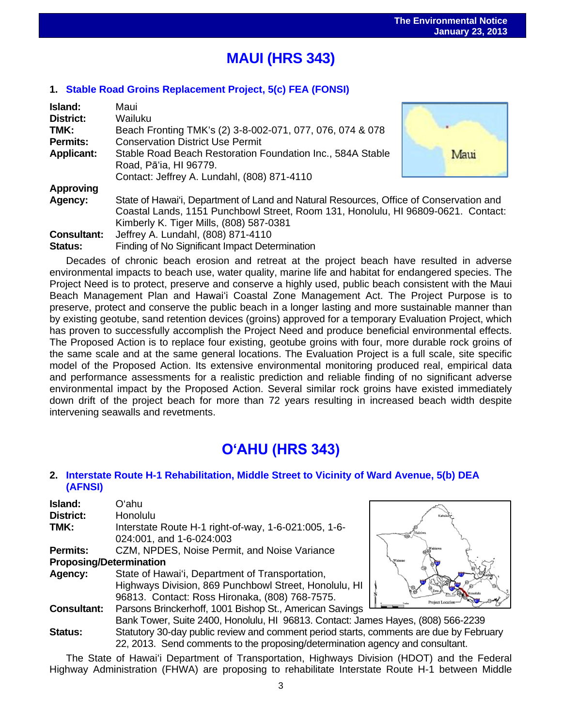# MAUI (HRS 343)

## 1. Stable Road Groins Replacement Project, 5(c) FEA (FONSI)

**Island:** Maui
**District:** Wailuku
**TMK:** Beach Fronting TMK's (2) 3-8-002-071, 077, 076, 074 & 078
**Permits:** Conservation District Use Permit
**Applicant:** Stable Road Beach Restoration Foundation Inc., 584A Stable Road, Pāʻia, HI 96779.
Contact: Jeffrey A. Lundahl, (808) 871-4110
**Approving Agency:** State of Hawaiʻi, Department of Land and Natural Resources, Office of Conservation and Coastal Lands, 1151 Punchbowl Street, Room 131, Honolulu, HI 96809-0621. Contact: Kimberly K. Tiger Mills, (808) 587-0381
**Consultant:** Jeffrey A. Lundahl, (808) 871-4110
**Status:** Finding of No Significant Impact Determination

Decades of chronic beach erosion and retreat at the project beach have resulted in adverse environmental impacts to beach use, water quality, marine life and habitat for endangered species. The Project Need is to protect, preserve and conserve a highly used, public beach consistent with the Maui Beach Management Plan and Hawaiʻi Coastal Zone Management Act. The Project Purpose is to preserve, protect and conserve the public beach in a longer lasting and more sustainable manner than by existing geotube, sand retention devices (groins) approved for a temporary Evaluation Project, which has proven to successfully accomplish the Project Need and produce beneficial environmental effects. The Proposed Action is to replace four existing, geotube groins with four, more durable rock groins of the same scale and at the same general locations. The Evaluation Project is a full scale, site specific model of the Proposed Action. Its extensive environmental monitoring produced real, empirical data and performance assessments for a realistic prediction and reliable finding of no significant adverse environmental impact by the Proposed Action. Several similar rock groins have existed immediately down drift of the project beach for more than 72 years resulting in increased beach width despite intervening seawalls and revetments.

# OʻAHU (HRS 343)

## 2. Interstate Route H-1 Rehabilitation, Middle Street to Vicinity of Ward Avenue, 5(b) DEA (AFNSI)

**Island:** Oʻahu
**District:** Honolulu
**TMK:** Interstate Route H-1 right-of-way, 1-6-021:005, 1-6-024:001, and 1-6-024:003
**Permits:** CZM, NPDES, Noise Permit, and Noise Variance
**Proposing/Determination Agency:** State of Hawaiʻi, Department of Transportation, Highways Division, 869 Punchbowl Street, Honolulu, HI 96813. Contact: Ross Hironaka, (808) 768-7575.
**Consultant:** Parsons Brinckerhoff, 1001 Bishop St., American Savings Bank Tower, Suite 2400, Honolulu, HI 96813. Contact: James Hayes, (808) 566-2239
**Status:** Statutory 30-day public review and comment period starts, comments are due by February 22, 2013. Send comments to the proposing/determination agency and consultant.

The State of Hawaiʻi Department of Transportation, Highways Division (HDOT) and the Federal Highway Administration (FHWA) are proposing to rehabilitate Interstate Route H-1 between Middle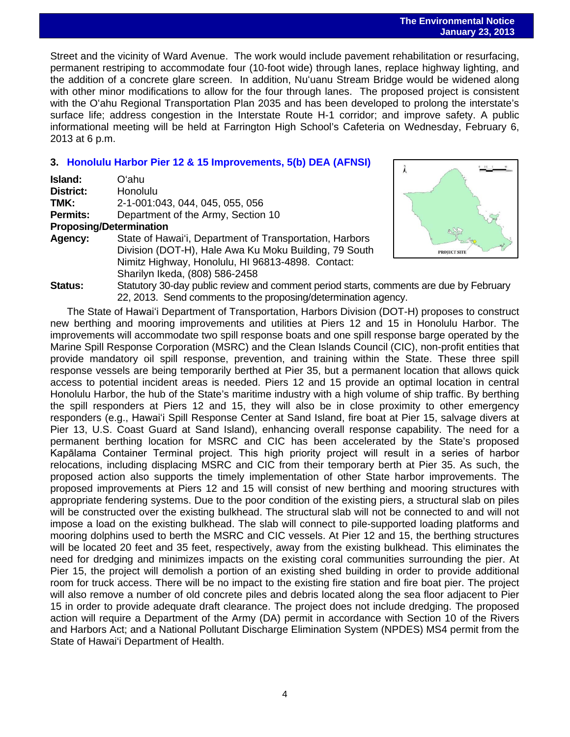Street and the vicinity of Ward Avenue. The work would include pavement rehabilitation or resurfacing, permanent restriping to accommodate four (10-foot wide) through lanes, replace highway lighting, and the addition of a concrete glare screen. In addition, Nu'uanu Stream Bridge would be widened along with other minor modifications to allow for the four through lanes. The proposed project is consistent with the O'ahu Regional Transportation Plan 2035 and has been developed to prolong the interstate's surface life; address congestion in the Interstate Route H-1 corridor; and improve safety. A public informational meeting will be held at Farrington High School's Cafeteria on Wednesday, February 6, 2013 at 6 p.m.

### 3. Honolulu Harbor Pier 12 & 15 Improvements, 5(b) DEA (AFNSI)

**Island:** O'ahu
**District:** Honolulu
**TMK:** 2-1-001:043, 044, 045, 055, 056
**Permits:** Department of the Army, Section 10
**Proposing/Determination**
**Agency:** State of Hawai'i, Department of Transportation, Harbors Division (DOT-H), Hale Awa Ku Moku Building, 79 South Nimitz Highway, Honolulu, HI 96813-4898. Contact: Sharilyn Ikeda, (808) 586-2458
**Status:** Statutory 30-day public review and comment period starts, comments are due by February 22, 2013. Send comments to the proposing/determination agency.

PROJECT SITE

The State of Hawai'i Department of Transportation, Harbors Division (DOT-H) proposes to construct new berthing and mooring improvements and utilities at Piers 12 and 15 in Honolulu Harbor. The improvements will accommodate two spill response boats and one spill response barge operated by the Marine Spill Response Corporation (MSRC) and the Clean Islands Council (CIC), non-profit entities that provide mandatory oil spill response, prevention, and training within the State. These three spill response vessels are being temporarily berthed at Pier 35, but a permanent location that allows quick access to potential incident areas is needed. Piers 12 and 15 provide an optimal location in central Honolulu Harbor, the hub of the State's maritime industry with a high volume of ship traffic. By berthing the spill responders at Piers 12 and 15, they will also be in close proximity to other emergency responders (e.g., Hawai'i Spill Response Center at Sand Island, fire boat at Pier 15, salvage divers at Pier 13, U.S. Coast Guard at Sand Island), enhancing overall response capability. The need for a permanent berthing location for MSRC and CIC has been accelerated by the State's proposed Kapālama Container Terminal project. This high priority project will result in a series of harbor relocations, including displacing MSRC and CIC from their temporary berth at Pier 35. As such, the proposed action also supports the timely implementation of other State harbor improvements. The proposed improvements at Piers 12 and 15 will consist of new berthing and mooring structures with appropriate fendering systems. Due to the poor condition of the existing piers, a structural slab on piles will be constructed over the existing bulkhead. The structural slab will not be connected to and will not impose a load on the existing bulkhead. The slab will connect to pile-supported loading platforms and mooring dolphins used to berth the MSRC and CIC vessels. At Pier 12 and 15, the berthing structures will be located 20 feet and 35 feet, respectively, away from the existing bulkhead. This eliminates the need for dredging and minimizes impacts on the existing coral communities surrounding the pier. At Pier 15, the project will demolish a portion of an existing shed building in order to provide additional room for truck access. There will be no impact to the existing fire station and fire boat pier. The project will also remove a number of old concrete piles and debris located along the sea floor adjacent to Pier 15 in order to provide adequate draft clearance. The project does not include dredging. The proposed action will require a Department of the Army (DA) permit in accordance with Section 10 of the Rivers and Harbors Act; and a National Pollutant Discharge Elimination System (NPDES) MS4 permit from the State of Hawai'i Department of Health.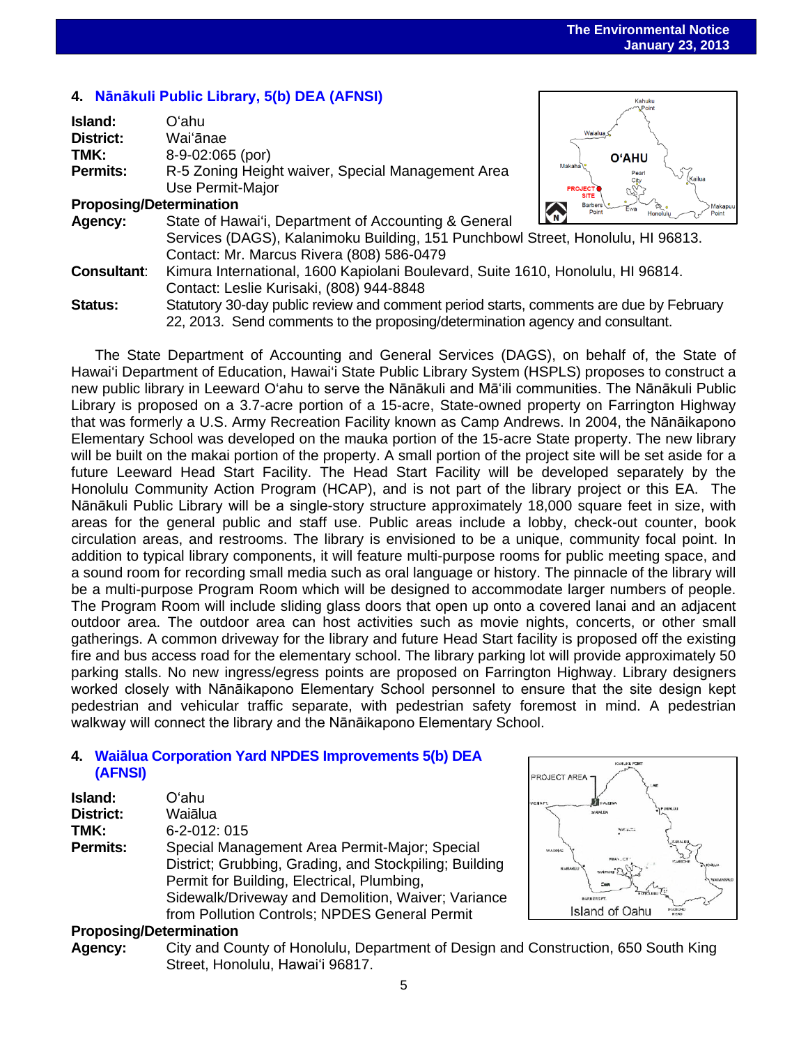## 4. Nānākuli Public Library, 5(b) DEA (AFNSI)

**Island:** Oʻahu
**District:** Waiʻānae
**TMK:** 8-9-02:065 (por)
**Permits:** R-5 Zoning Height waiver, Special Management Area Use Permit-Major

**Proposing/Determination**
**Agency:** State of Hawaiʻi, Department of Accounting & General Services (DAGS), Kalanimoku Building, 151 Punchbowl Street, Honolulu, HI 96813. Contact: Mr. Marcus Rivera (808) 586-0479
**Consultant:** Kimura International, 1600 Kapiolani Boulevard, Suite 1610, Honolulu, HI 96814. Contact: Leslie Kurisaki, (808) 944-8848
**Status:** Statutory 30-day public review and comment period starts, comments are due by February 22, 2013. Send comments to the proposing/determination agency and consultant.

The State Department of Accounting and General Services (DAGS), on behalf of, the State of Hawaiʻi Department of Education, Hawaiʻi State Public Library System (HSPLS) proposes to construct a new public library in Leeward Oʻahu to serve the Nānākuli and Māʻili communities. The Nānākuli Public Library is proposed on a 3.7-acre portion of a 15-acre, State-owned property on Farrington Highway that was formerly a U.S. Army Recreation Facility known as Camp Andrews. In 2004, the Nānāikapono Elementary School was developed on the mauka portion of the 15-acre State property. The new library will be built on the makai portion of the property. A small portion of the project site will be set aside for a future Leeward Head Start Facility. The Head Start Facility will be developed separately by the Honolulu Community Action Program (HCAP), and is not part of the library project or this EA. The Nānākuli Public Library will be a single-story structure approximately 18,000 square feet in size, with areas for the general public and staff use. Public areas include a lobby, check-out counter, book circulation areas, and restrooms. The library is envisioned to be a unique, community focal point. In addition to typical library components, it will feature multi-purpose rooms for public meeting space, and a sound room for recording small media such as oral language or history. The pinnacle of the library will be a multi-purpose Program Room which will be designed to accommodate larger numbers of people. The Program Room will include sliding glass doors that open up onto a covered lanai and an adjacent outdoor area. The outdoor area can host activities such as movie nights, concerts, or other small gatherings. A common driveway for the library and future Head Start facility is proposed off the existing fire and bus access road for the elementary school. The library parking lot will provide approximately 50 parking stalls. No new ingress/egress points are proposed on Farrington Highway. Library designers worked closely with Nānāikapono Elementary School personnel to ensure that the site design kept pedestrian and vehicular traffic separate, with pedestrian safety foremost in mind. A pedestrian walkway will connect the library and the Nānāikapono Elementary School.

## 4. Waiālua Corporation Yard NPDES Improvements 5(b) DEA (AFNSI)

**Island:** Oʻahu
**District:** Waiālua
**TMK:** 6-2-012: 015
**Permits:** Special Management Area Permit-Major; Special District; Grubbing, Grading, and Stockpiling; Building Permit for Building, Electrical, Plumbing, Sidewalk/Driveway and Demolition, Waiver; Variance from Pollution Controls; NPDES General Permit

**Proposing/Determination**
**Agency:** City and County of Honolulu, Department of Design and Construction, 650 South King Street, Honolulu, Hawaiʻi 96817.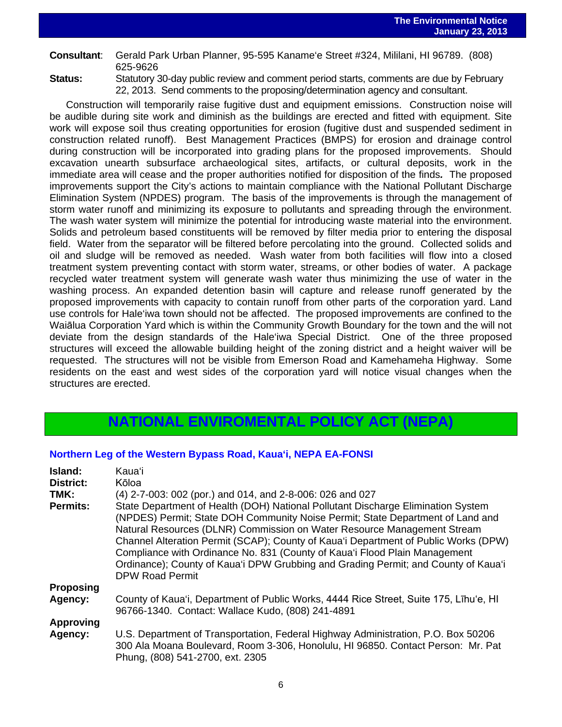**Consultant**: Gerald Park Urban Planner, 95-595 Kaname'e Street #324, Mililani, HI 96789. (808) 625-9626

**Status:** Statutory 30-day public review and comment period starts, comments are due by February 22, 2013. Send comments to the proposing/determination agency and consultant.

Construction will temporarily raise fugitive dust and equipment emissions. Construction noise will be audible during site work and diminish as the buildings are erected and fitted with equipment. Site work will expose soil thus creating opportunities for erosion (fugitive dust and suspended sediment in construction related runoff). Best Management Practices (BMPS) for erosion and drainage control during construction will be incorporated into grading plans for the proposed improvements. Should excavation unearth subsurface archaeological sites, artifacts, or cultural deposits, work in the immediate area will cease and the proper authorities notified for disposition of the finds*.* The proposed improvements support the City's actions to maintain compliance with the National Pollutant Discharge Elimination System (NPDES) program. The basis of the improvements is through the management of storm water runoff and minimizing its exposure to pollutants and spreading through the environment. The wash water system will minimize the potential for introducing waste material into the environment. Solids and petroleum based constituents will be removed by filter media prior to entering the disposal field. Water from the separator will be filtered before percolating into the ground. Collected solids and oil and sludge will be removed as needed. Wash water from both facilities will flow into a closed treatment system preventing contact with storm water, streams, or other bodies of water. A package recycled water treatment system will generate wash water thus minimizing the use of water in the washing process. An expanded detention basin will capture and release runoff generated by the proposed improvements with capacity to contain runoff from other parts of the corporation yard. Land use controls for Hale'iwa town should not be affected. The proposed improvements are confined to the Waiālua Corporation Yard which is within the Community Growth Boundary for the town and the will not deviate from the design standards of the Hale'iwa Special District. One of the three proposed structures will exceed the allowable building height of the zoning district and a height waiver will be requested. The structures will not be visible from Emerson Road and Kamehameha Highway. Some residents on the east and west sides of the corporation yard will notice visual changes when the structures are erected.

# NATIONAL ENVIROMENTAL POLICY ACT (NEPA)

### Northern Leg of the Western Bypass Road, Kaua'i, NEPA EA-FONSI

**Island:** Kaua'i

**District:** Kōloa

**TMK:** (4) 2-7-003: 002 (por.) and 014, and 2-8-006: 026 and 027

**Permits:** State Department of Health (DOH) National Pollutant Discharge Elimination System (NPDES) Permit; State DOH Community Noise Permit; State Department of Land and Natural Resources (DLNR) Commission on Water Resource Management Stream Channel Alteration Permit (SCAP); County of Kaua'i Department of Public Works (DPW) Compliance with Ordinance No. 831 (County of Kaua'i Flood Plain Management Ordinance); County of Kaua'i DPW Grubbing and Grading Permit; and County of Kaua'i DPW Road Permit

**Proposing Agency:** County of Kaua'i, Department of Public Works, 4444 Rice Street, Suite 175, Līhu'e, HI 96766-1340. Contact: Wallace Kudo, (808) 241-4891

**Approving Agency:** U.S. Department of Transportation, Federal Highway Administration, P.O. Box 50206 300 Ala Moana Boulevard, Room 3-306, Honolulu, HI 96850. Contact Person: Mr. Pat Phung, (808) 541-2700, ext. 2305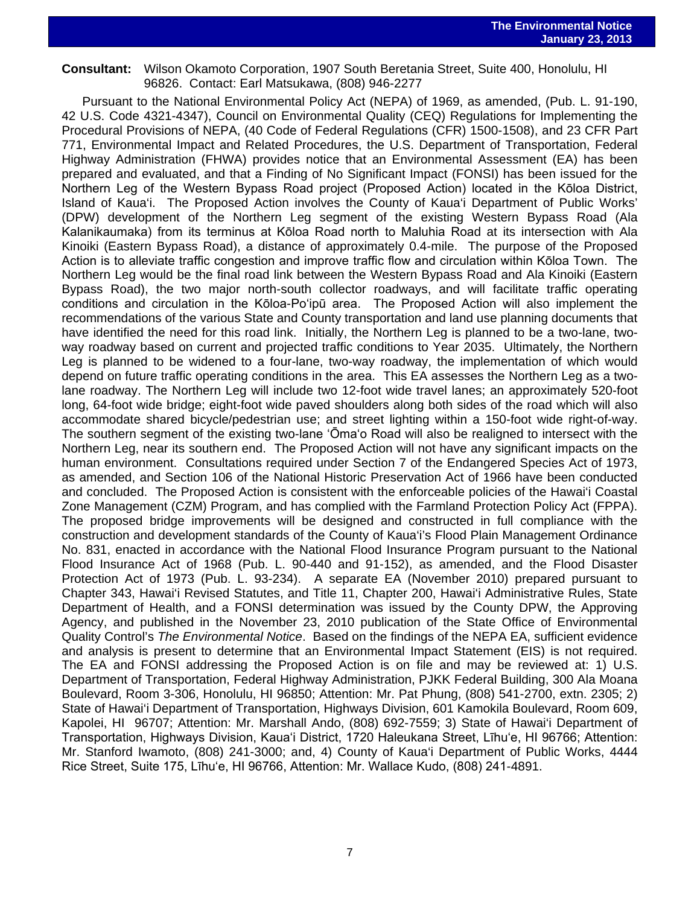**Consultant:** Wilson Okamoto Corporation, 1907 South Beretania Street, Suite 400, Honolulu, HI 96826. Contact: Earl Matsukawa, (808) 946-2277

Pursuant to the National Environmental Policy Act (NEPA) of 1969, as amended, (Pub. L. 91-190, 42 U.S. Code 4321-4347), Council on Environmental Quality (CEQ) Regulations for Implementing the Procedural Provisions of NEPA, (40 Code of Federal Regulations (CFR) 1500-1508), and 23 CFR Part 771, Environmental Impact and Related Procedures, the U.S. Department of Transportation, Federal Highway Administration (FHWA) provides notice that an Environmental Assessment (EA) has been prepared and evaluated, and that a Finding of No Significant Impact (FONSI) has been issued for the Northern Leg of the Western Bypass Road project (Proposed Action) located in the Kōloa District, Island of Kauaʻi. The Proposed Action involves the County of Kauaʻi Department of Public Works' (DPW) development of the Northern Leg segment of the existing Western Bypass Road (Ala Kalanikaumaka) from its terminus at Kōloa Road north to Maluhia Road at its intersection with Ala Kinoiki (Eastern Bypass Road), a distance of approximately 0.4-mile. The purpose of the Proposed Action is to alleviate traffic congestion and improve traffic flow and circulation within Kōloa Town. The Northern Leg would be the final road link between the Western Bypass Road and Ala Kinoiki (Eastern Bypass Road), the two major north-south collector roadways, and will facilitate traffic operating conditions and circulation in the Kōloa-Poʻipū area. The Proposed Action will also implement the recommendations of the various State and County transportation and land use planning documents that have identified the need for this road link. Initially, the Northern Leg is planned to be a two-lane, two-way roadway based on current and projected traffic conditions to Year 2035. Ultimately, the Northern Leg is planned to be widened to a four-lane, two-way roadway, the implementation of which would depend on future traffic operating conditions in the area. This EA assesses the Northern Leg as a two-lane roadway. The Northern Leg will include two 12-foot wide travel lanes; an approximately 520-foot long, 64-foot wide bridge; eight-foot wide paved shoulders along both sides of the road which will also accommodate shared bicycle/pedestrian use; and street lighting within a 150-foot wide right-of-way. The southern segment of the existing two-lane ʻŌmaʻo Road will also be realigned to intersect with the Northern Leg, near its southern end. The Proposed Action will not have any significant impacts on the human environment. Consultations required under Section 7 of the Endangered Species Act of 1973, as amended, and Section 106 of the National Historic Preservation Act of 1966 have been conducted and concluded. The Proposed Action is consistent with the enforceable policies of the Hawaiʻi Coastal Zone Management (CZM) Program, and has complied with the Farmland Protection Policy Act (FPPA). The proposed bridge improvements will be designed and constructed in full compliance with the construction and development standards of the County of Kauaʻi's Flood Plain Management Ordinance No. 831, enacted in accordance with the National Flood Insurance Program pursuant to the National Flood Insurance Act of 1968 (Pub. L. 90-440 and 91-152), as amended, and the Flood Disaster Protection Act of 1973 (Pub. L. 93-234). A separate EA (November 2010) prepared pursuant to Chapter 343, Hawaiʻi Revised Statutes, and Title 11, Chapter 200, Hawaiʻi Administrative Rules, State Department of Health, and a FONSI determination was issued by the County DPW, the Approving Agency, and published in the November 23, 2010 publication of the State Office of Environmental Quality Control's *The Environmental Notice*. Based on the findings of the NEPA EA, sufficient evidence and analysis is present to determine that an Environmental Impact Statement (EIS) is not required. The EA and FONSI addressing the Proposed Action is on file and may be reviewed at: 1) U.S. Department of Transportation, Federal Highway Administration, PJKK Federal Building, 300 Ala Moana Boulevard, Room 3-306, Honolulu, HI 96850; Attention: Mr. Pat Phung, (808) 541-2700, extn. 2305; 2) State of Hawaiʻi Department of Transportation, Highways Division, 601 Kamokila Boulevard, Room 609, Kapolei, HI 96707; Attention: Mr. Marshall Ando, (808) 692-7559; 3) State of Hawaiʻi Department of Transportation, Highways Division, Kauaʻi District, 1720 Haleukana Street, Līhuʻe, HI 96766; Attention: Mr. Stanford Iwamoto, (808) 241-3000; and, 4) County of Kauaʻi Department of Public Works, 4444 Rice Street, Suite 175, Līhuʻe, HI 96766, Attention: Mr. Wallace Kudo, (808) 241-4891.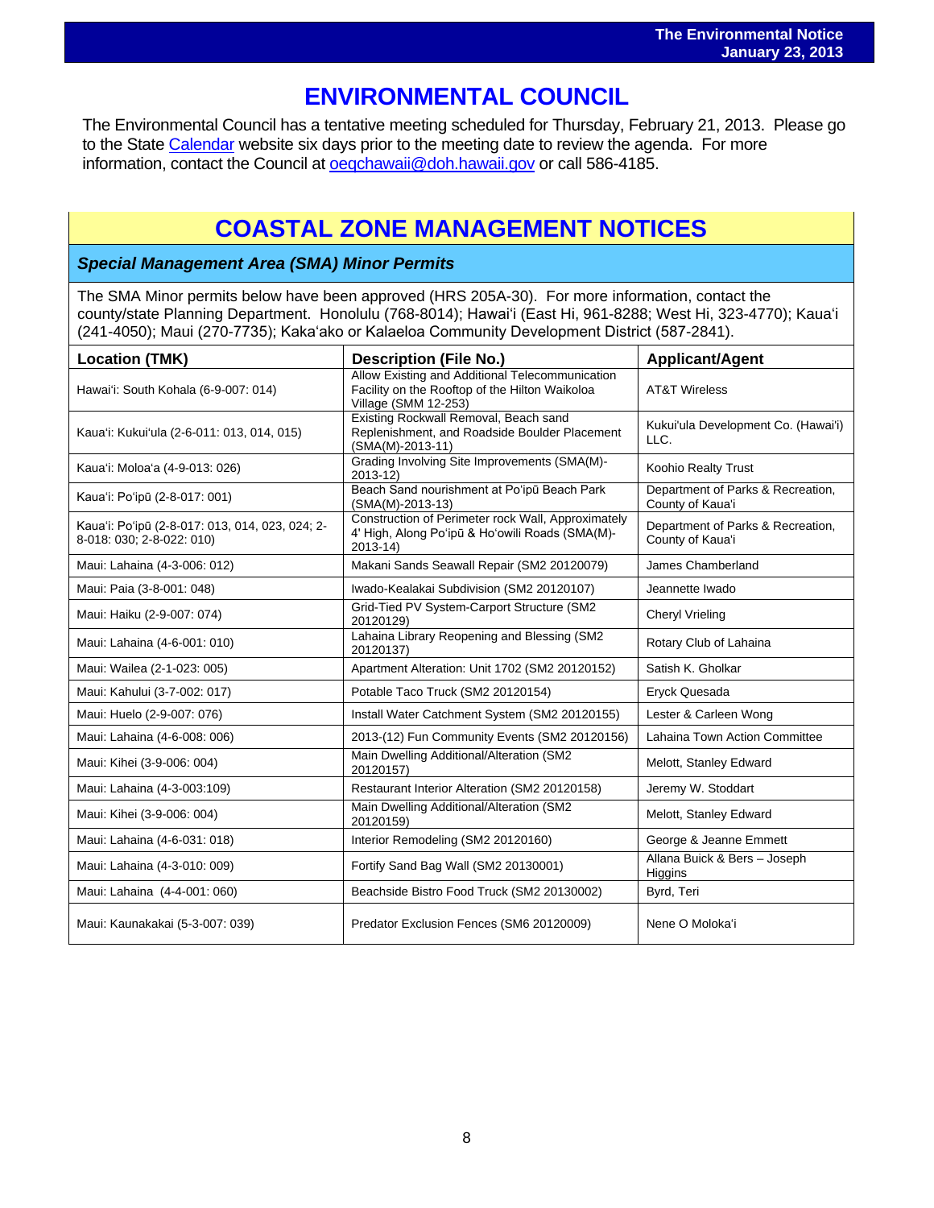# ENVIRONMENTAL COUNCIL

The Environmental Council has a tentative meeting scheduled for Thursday, February 21, 2013. Please go to the State Calendar website six days prior to the meeting date to review the agenda. For more information, contact the Council at oeqchawaii@doh.hawaii.gov or call 586-4185.

# COASTAL ZONE MANAGEMENT NOTICES

### *Special Management Area (SMA) Minor Permits*

The SMA Minor permits below have been approved (HRS 205A-30). For more information, contact the county/state Planning Department. Honolulu (768-8014); Hawaiʻi (East Hi, 961-8288; West Hi, 323-4770); Kauaʻi (241-4050); Maui (270-7735); Kakaʻako or Kalaeloa Community Development District (587-2841).

| Location (TMK) | Description (File No.) | Applicant/Agent |
|---|---|---|
| Hawaiʻi: South Kohala (6-9-007: 014) | Allow Existing and Additional Telecommunication Facility on the Rooftop of the Hilton Waikoloa Village (SMM 12-253) | AT&T Wireless |
| Kauaʻi: Kukuiʻula (2-6-011: 013, 014, 015) | Existing Rockwall Removal, Beach sand Replenishment, and Roadside Boulder Placement (SMA(M)-2013-11) | Kukui'ula Development Co. (Hawai'i) LLC. |
| Kauaʻi: Moloaʻa (4-9-013: 026) | Grading Involving Site Improvements (SMA(M)-2013-12) | Koohio Realty Trust |
| Kauaʻi: Poʻipū (2-8-017: 001) | Beach Sand nourishment at Poʻipū Beach Park (SMA(M)-2013-13) | Department of Parks & Recreation, County of Kaua'i |
| Kauaʻi: Poʻipū (2-8-017: 013, 014, 023, 024; 2-8-018: 030; 2-8-022: 010) | Construction of Perimeter rock Wall, Approximately 4' High, Along Poʻipū & Hoʻowili Roads (SMA(M)-2013-14) | Department of Parks & Recreation, County of Kaua'i |
| Maui: Lahaina (4-3-006: 012) | Makani Sands Seawall Repair (SM2 20120079) | James Chamberland |
| Maui: Paia (3-8-001: 048) | Iwado-Kealakai Subdivision (SM2 20120107) | Jeannette Iwado |
| Maui: Haiku (2-9-007: 074) | Grid-Tied PV System-Carport Structure (SM2 20120129) | Cheryl Vrieling |
| Maui: Lahaina (4-6-001: 010) | Lahaina Library Reopening and Blessing (SM2 20120137) | Rotary Club of Lahaina |
| Maui: Wailea (2-1-023: 005) | Apartment Alteration: Unit 1702 (SM2 20120152) | Satish K. Gholkar |
| Maui: Kahului (3-7-002: 017) | Potable Taco Truck (SM2 20120154) | Eryck Quesada |
| Maui: Huelo (2-9-007: 076) | Install Water Catchment System (SM2 20120155) | Lester & Carleen Wong |
| Maui: Lahaina (4-6-008: 006) | 2013-(12) Fun Community Events (SM2 20120156) | Lahaina Town Action Committee |
| Maui: Kihei (3-9-006: 004) | Main Dwelling Additional/Alteration (SM2 20120157) | Melott, Stanley Edward |
| Maui: Lahaina (4-3-003:109) | Restaurant Interior Alteration (SM2 20120158) | Jeremy W. Stoddart |
| Maui: Kihei (3-9-006: 004) | Main Dwelling Additional/Alteration (SM2 20120159) | Melott, Stanley Edward |
| Maui: Lahaina (4-6-031: 018) | Interior Remodeling (SM2 20120160) | George & Jeanne Emmett |
| Maui: Lahaina (4-3-010: 009) | Fortify Sand Bag Wall (SM2 20130001) | Allana Buick & Bers – Joseph Higgins |
| Maui: Lahaina (4-4-001: 060) | Beachside Bistro Food Truck (SM2 20130002) | Byrd, Teri |
| Maui: Kaunakakai (5-3-007: 039) | Predator Exclusion Fences (SM6 20120009) | Nene O Molokaʻi |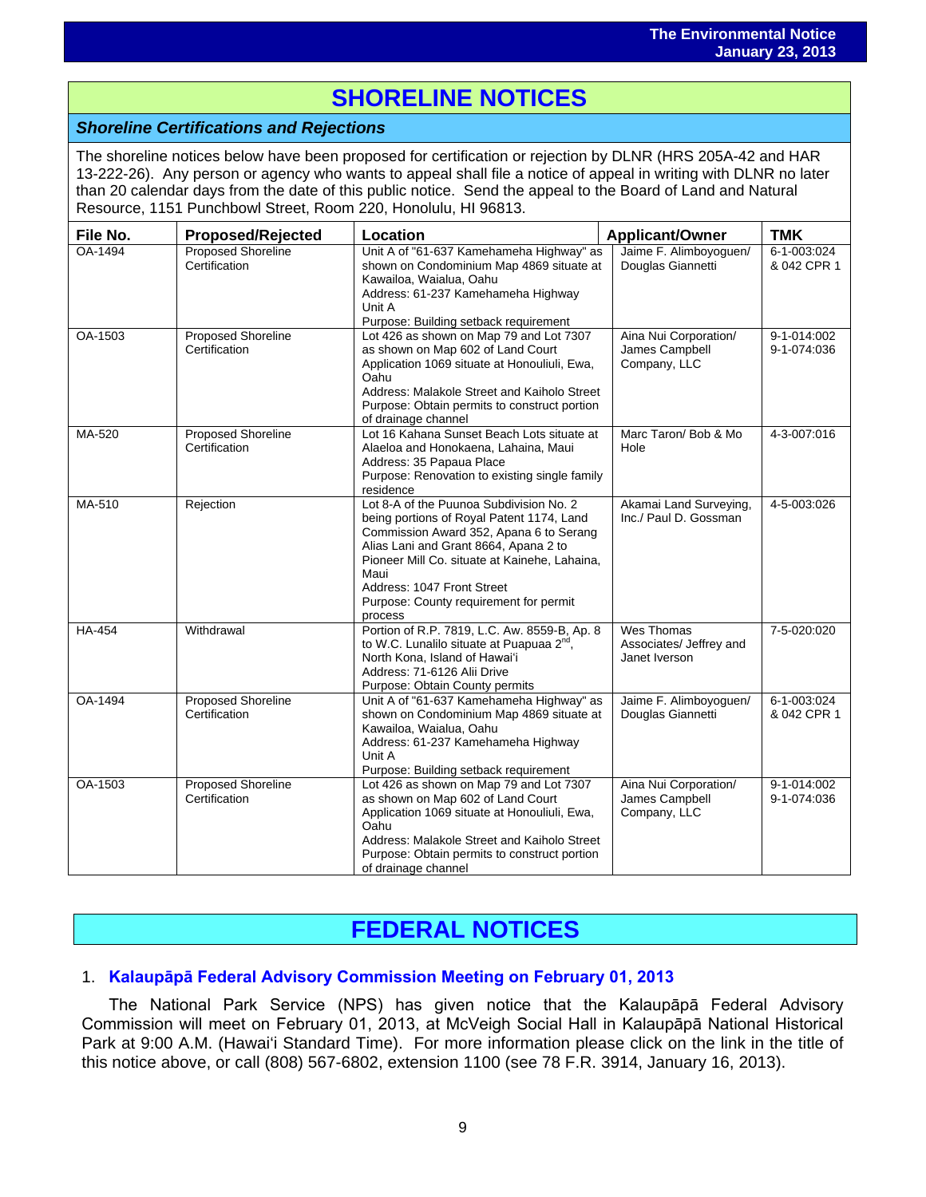# SHORELINE NOTICES

## *Shoreline Certifications and Rejections*

The shoreline notices below have been proposed for certification or rejection by DLNR (HRS 205A-42 and HAR 13-222-26). Any person or agency who wants to appeal shall file a notice of appeal in writing with DLNR no later than 20 calendar days from the date of this public notice. Send the appeal to the Board of Land and Natural Resource, 1151 Punchbowl Street, Room 220, Honolulu, HI 96813.

| File No. | Proposed/Rejected | Location | Applicant/Owner | TMK |
|---|---|---|---|---|
| OA-1494 | Proposed Shoreline Certification | Unit A of "61-637 Kamehameha Highway" as shown on Condominium Map 4869 situate at Kawailoa, Waialua, Oahu<br>Address: 61-237 Kamehameha Highway Unit A<br>Purpose: Building setback requirement | Jaime F. Alimboyoguen/ Douglas Giannetti | 6-1-003:024 & 042 CPR 1 |
| OA-1503 | Proposed Shoreline Certification | Lot 426 as shown on Map 79 and Lot 7307 as shown on Map 602 of Land Court Application 1069 situate at Honouliuli, Ewa, Oahu<br>Address: Malakole Street and Kaiholo Street<br>Purpose: Obtain permits to construct portion of drainage channel | Aina Nui Corporation/ James Campbell Company, LLC | 9-1-014:002<br>9-1-074:036 |
| MA-520 | Proposed Shoreline Certification | Lot 16 Kahana Sunset Beach Lots situate at Alaeloa and Honokaena, Lahaina, Maui<br>Address: 35 Papaua Place<br>Purpose: Renovation to existing single family residence | Marc Taron/ Bob & Mo Hole | 4-3-007:016 |
| MA-510 | Rejection | Lot 8-A of the Puunoa Subdivision No. 2 being portions of Royal Patent 1174, Land Commission Award 352, Apana 6 to Serang Alias Lani and Grant 8664, Apana 2 to Pioneer Mill Co. situate at Kainehe, Lahaina, Maui<br>Address: 1047 Front Street<br>Purpose: County requirement for permit process | Akamai Land Surveying, Inc./ Paul D. Gossman | 4-5-003:026 |
| HA-454 | Withdrawal | Portion of R.P. 7819, L.C. Aw. 8559-B, Ap. 8 to W.C. Lunalilo situate at Puapuaa 2nd, North Kona, Island of Hawaiʻi<br>Address: 71-6126 Alii Drive<br>Purpose: Obtain County permits | Wes Thomas Associates/ Jeffrey and Janet Iverson | 7-5-020:020 |
| OA-1494 | Proposed Shoreline Certification | Unit A of "61-637 Kamehameha Highway" as shown on Condominium Map 4869 situate at Kawailoa, Waialua, Oahu<br>Address: 61-237 Kamehameha Highway Unit A<br>Purpose: Building setback requirement | Jaime F. Alimboyoguen/ Douglas Giannetti | 6-1-003:024 & 042 CPR 1 |
| OA-1503 | Proposed Shoreline Certification | Lot 426 as shown on Map 79 and Lot 7307 as shown on Map 602 of Land Court Application 1069 situate at Honouliuli, Ewa, Oahu<br>Address: Malakole Street and Kaiholo Street<br>Purpose: Obtain permits to construct portion of drainage channel | Aina Nui Corporation/ James Campbell Company, LLC | 9-1-014:002<br>9-1-074:036 |

# FEDERAL NOTICES

1. **Kalaupāpā Federal Advisory Commission Meeting on February 01, 2013**

The National Park Service (NPS) has given notice that the Kalaupāpā Federal Advisory Commission will meet on February 01, 2013, at McVeigh Social Hall in Kalaupāpā National Historical Park at 9:00 A.M. (Hawaiʻi Standard Time). For more information please click on the link in the title of this notice above, or call (808) 567-6802, extension 1100 (see 78 F.R. 3914, January 16, 2013).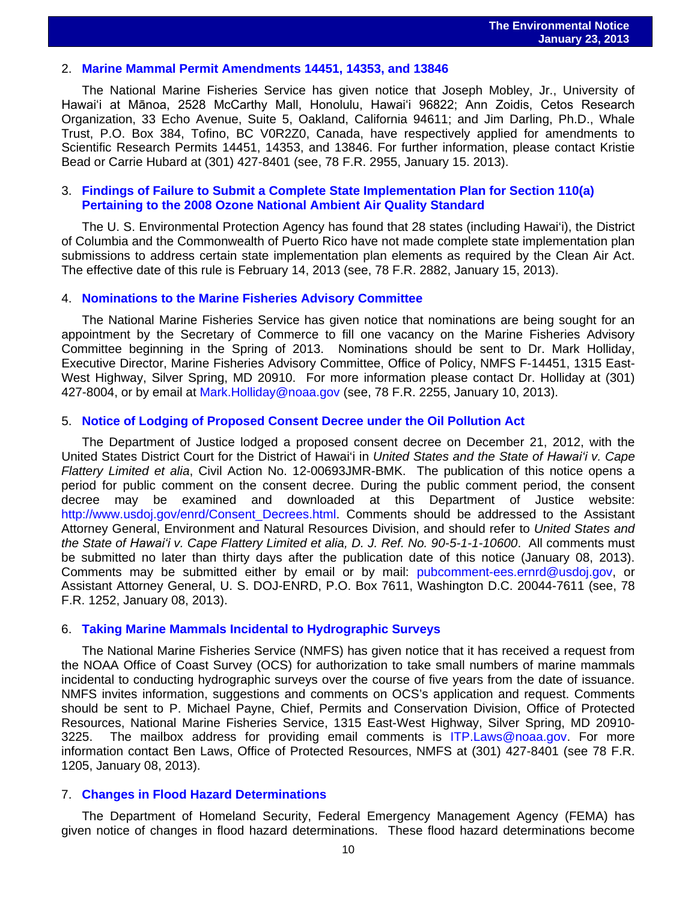### 2. Marine Mammal Permit Amendments 14451, 14353, and 13846

The National Marine Fisheries Service has given notice that Joseph Mobley, Jr., University of Hawaiʻi at Mānoa, 2528 McCarthy Mall, Honolulu, Hawaiʻi 96822; Ann Zoidis, Cetos Research Organization, 33 Echo Avenue, Suite 5, Oakland, California 94611; and Jim Darling, Ph.D., Whale Trust, P.O. Box 384, Tofino, BC V0R2Z0, Canada, have respectively applied for amendments to Scientific Research Permits 14451, 14353, and 13846. For further information, please contact Kristie Bead or Carrie Hubard at (301) 427-8401 (see, 78 F.R. 2955, January 15. 2013).

### 3. Findings of Failure to Submit a Complete State Implementation Plan for Section 110(a) Pertaining to the 2008 Ozone National Ambient Air Quality Standard

The U. S. Environmental Protection Agency has found that 28 states (including Hawaiʻi), the District of Columbia and the Commonwealth of Puerto Rico have not made complete state implementation plan submissions to address certain state implementation plan elements as required by the Clean Air Act. The effective date of this rule is February 14, 2013 (see, 78 F.R. 2882, January 15, 2013).

### 4. Nominations to the Marine Fisheries Advisory Committee

The National Marine Fisheries Service has given notice that nominations are being sought for an appointment by the Secretary of Commerce to fill one vacancy on the Marine Fisheries Advisory Committee beginning in the Spring of 2013. Nominations should be sent to Dr. Mark Holliday, Executive Director, Marine Fisheries Advisory Committee, Office of Policy, NMFS F-14451, 1315 East-West Highway, Silver Spring, MD 20910. For more information please contact Dr. Holliday at (301) 427-8004, or by email at Mark.Holliday@noaa.gov (see, 78 F.R. 2255, January 10, 2013).

### 5. Notice of Lodging of Proposed Consent Decree under the Oil Pollution Act

The Department of Justice lodged a proposed consent decree on December 21, 2012, with the United States District Court for the District of Hawaiʻi in *United States and the State of Hawaiʻi v. Cape Flattery Limited et alia*, Civil Action No. 12-00693JMR-BMK. The publication of this notice opens a period for public comment on the consent decree. During the public comment period, the consent decree may be examined and downloaded at this Department of Justice website: http://www.usdoj.gov/enrd/Consent_Decrees.html. Comments should be addressed to the Assistant Attorney General, Environment and Natural Resources Division, and should refer to *United States and the State of Hawaiʻi v. Cape Flattery Limited et alia, D. J. Ref. No. 90-5-1-1-10600*. All comments must be submitted no later than thirty days after the publication date of this notice (January 08, 2013). Comments may be submitted either by email or by mail: pubcomment-ees.ernrd@usdoj.gov, or Assistant Attorney General, U. S. DOJ-ENRD, P.O. Box 7611, Washington D.C. 20044-7611 (see, 78 F.R. 1252, January 08, 2013).

### 6. Taking Marine Mammals Incidental to Hydrographic Surveys

The National Marine Fisheries Service (NMFS) has given notice that it has received a request from the NOAA Office of Coast Survey (OCS) for authorization to take small numbers of marine mammals incidental to conducting hydrographic surveys over the course of five years from the date of issuance. NMFS invites information, suggestions and comments on OCS's application and request. Comments should be sent to P. Michael Payne, Chief, Permits and Conservation Division, Office of Protected Resources, National Marine Fisheries Service, 1315 East-West Highway, Silver Spring, MD 20910-3225. The mailbox address for providing email comments is ITP.Laws@noaa.gov. For more information contact Ben Laws, Office of Protected Resources, NMFS at (301) 427-8401 (see 78 F.R. 1205, January 08, 2013).

### 7. Changes in Flood Hazard Determinations

The Department of Homeland Security, Federal Emergency Management Agency (FEMA) has given notice of changes in flood hazard determinations. These flood hazard determinations become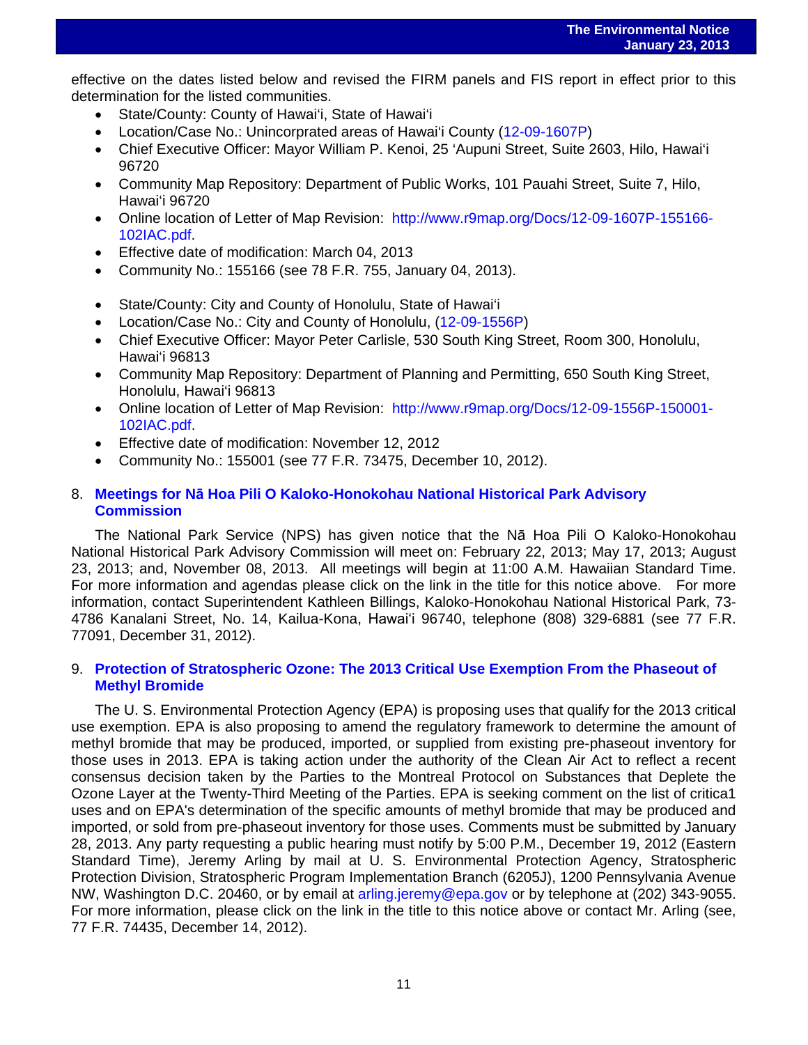effective on the dates listed below and revised the FIRM panels and FIS report in effect prior to this determination for the listed communities.

- State/County: County of Hawaiʻi, State of Hawaiʻi
- Location/Case No.: Unincorprated areas of Hawaiʻi County (12-09-1607P)
- Chief Executive Officer: Mayor William P. Kenoi, 25 ʻAupuni Street, Suite 2603, Hilo, Hawaiʻi 96720
- Community Map Repository: Department of Public Works, 101 Pauahi Street, Suite 7, Hilo, Hawaiʻi 96720
- Online location of Letter of Map Revision: http://www.r9map.org/Docs/12-09-1607P-155166-102IAC.pdf.
- Effective date of modification: March 04, 2013
- Community No.: 155166 (see 78 F.R. 755, January 04, 2013).

- State/County: City and County of Honolulu, State of Hawaiʻi
- Location/Case No.: City and County of Honolulu, (12-09-1556P)
- Chief Executive Officer: Mayor Peter Carlisle, 530 South King Street, Room 300, Honolulu, Hawaiʻi 96813
- Community Map Repository: Department of Planning and Permitting, 650 South King Street, Honolulu, Hawaiʻi 96813
- Online location of Letter of Map Revision: http://www.r9map.org/Docs/12-09-1556P-150001-102IAC.pdf.
- Effective date of modification: November 12, 2012
- Community No.: 155001 (see 77 F.R. 73475, December 10, 2012).

### 8. Meetings for Nā Hoa Pili O Kaloko-Honokohau National Historical Park Advisory Commission

The National Park Service (NPS) has given notice that the Nā Hoa Pili O Kaloko-Honokohau National Historical Park Advisory Commission will meet on: February 22, 2013; May 17, 2013; August 23, 2013; and, November 08, 2013. All meetings will begin at 11:00 A.M. Hawaiian Standard Time. For more information and agendas please click on the link in the title for this notice above. For more information, contact Superintendent Kathleen Billings, Kaloko-Honokohau National Historical Park, 73-4786 Kanalani Street, No. 14, Kailua-Kona, Hawaiʻi 96740, telephone (808) 329-6881 (see 77 F.R. 77091, December 31, 2012).

### 9. Protection of Stratospheric Ozone: The 2013 Critical Use Exemption From the Phaseout of Methyl Bromide

The U. S. Environmental Protection Agency (EPA) is proposing uses that qualify for the 2013 critical use exemption. EPA is also proposing to amend the regulatory framework to determine the amount of methyl bromide that may be produced, imported, or supplied from existing pre-phaseout inventory for those uses in 2013. EPA is taking action under the authority of the Clean Air Act to reflect a recent consensus decision taken by the Parties to the Montreal Protocol on Substances that Deplete the Ozone Layer at the Twenty-Third Meeting of the Parties. EPA is seeking comment on the list of critica1 uses and on EPA's determination of the specific amounts of methyl bromide that may be produced and imported, or sold from pre-phaseout inventory for those uses. Comments must be submitted by January 28, 2013. Any party requesting a public hearing must notify by 5:00 P.M., December 19, 2012 (Eastern Standard Time), Jeremy Arling by mail at U. S. Environmental Protection Agency, Stratospheric Protection Division, Stratospheric Program Implementation Branch (6205J), 1200 Pennsylvania Avenue NW, Washington D.C. 20460, or by email at arling.jeremy@epa.gov or by telephone at (202) 343-9055. For more information, please click on the link in the title to this notice above or contact Mr. Arling (see, 77 F.R. 74435, December 14, 2012).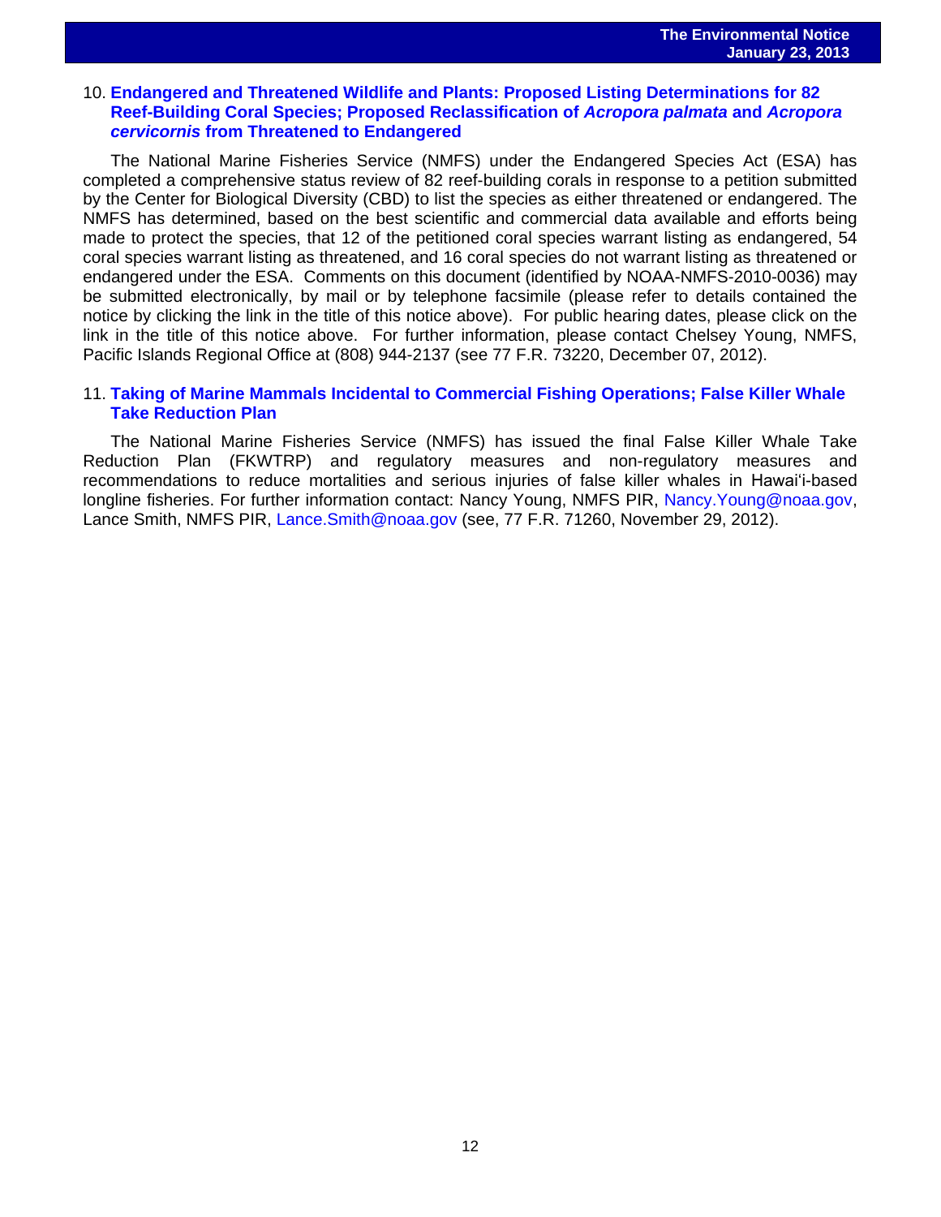10. **Endangered and Threatened Wildlife and Plants: Proposed Listing Determinations for 82 Reef-Building Coral Species; Proposed Reclassification of *Acropora palmata* and *Acropora cervicornis* from Threatened to Endangered**

The National Marine Fisheries Service (NMFS) under the Endangered Species Act (ESA) has completed a comprehensive status review of 82 reef-building corals in response to a petition submitted by the Center for Biological Diversity (CBD) to list the species as either threatened or endangered. The NMFS has determined, based on the best scientific and commercial data available and efforts being made to protect the species, that 12 of the petitioned coral species warrant listing as endangered, 54 coral species warrant listing as threatened, and 16 coral species do not warrant listing as threatened or endangered under the ESA. Comments on this document (identified by NOAA-NMFS-2010-0036) may be submitted electronically, by mail or by telephone facsimile (please refer to details contained the notice by clicking the link in the title of this notice above). For public hearing dates, please click on the link in the title of this notice above. For further information, please contact Chelsey Young, NMFS, Pacific Islands Regional Office at (808) 944-2137 (see 77 F.R. 73220, December 07, 2012).

11. **Taking of Marine Mammals Incidental to Commercial Fishing Operations; False Killer Whale Take Reduction Plan**

The National Marine Fisheries Service (NMFS) has issued the final False Killer Whale Take Reduction Plan (FKWTRP) and regulatory measures and non-regulatory measures and recommendations to reduce mortalities and serious injuries of false killer whales in Hawai'i-based longline fisheries. For further information contact: Nancy Young, NMFS PIR, Nancy.Young@noaa.gov, Lance Smith, NMFS PIR, Lance.Smith@noaa.gov (see, 77 F.R. 71260, November 29, 2012).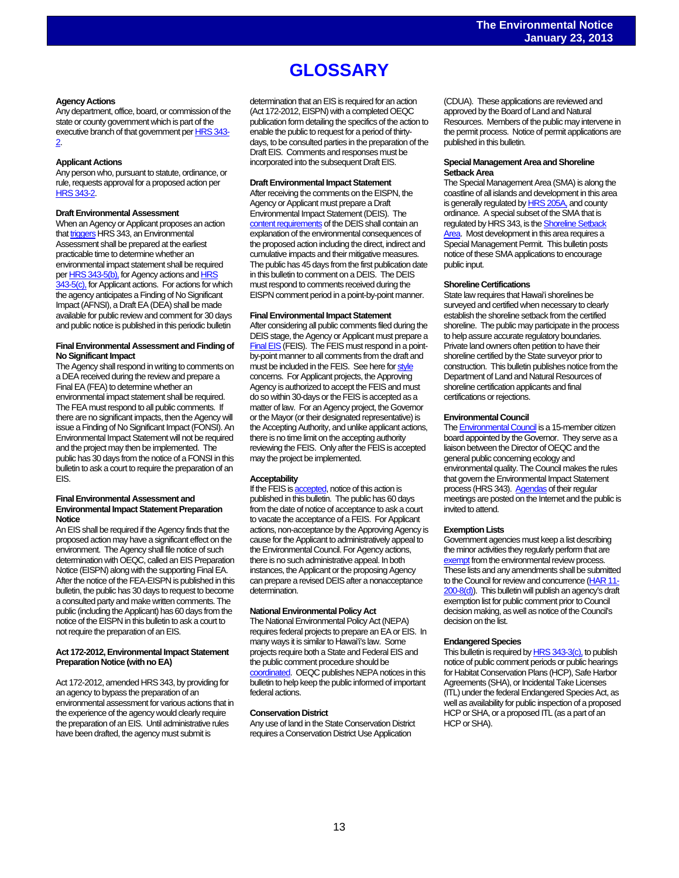# GLOSSARY

**Agency Actions**
Any department, office, board, or commission of the state or county government which is part of the executive branch of that government per HRS 343-2.

**Applicant Actions**
Any person who, pursuant to statute, ordinance, or rule, requests approval for a proposed action per HRS 343-2.

**Draft Environmental Assessment**
When an Agency or Applicant proposes an action that triggers HRS 343, an Environmental Assessment shall be prepared at the earliest practicable time to determine whether an environmental impact statement shall be required per HRS 343-5(b), for Agency actions and HRS 343-5(c), for Applicant actions. For actions for which the agency anticipates a Finding of No Significant Impact (AFNSI), a Draft EA (DEA) shall be made available for public review and comment for 30 days and public notice is published in this periodic bulletin

**Final Environmental Assessment and Finding of No Significant Impact**
The Agency shall respond in writing to comments on a DEA received during the review and prepare a Final EA (FEA) to determine whether an environmental impact statement shall be required. The FEA must respond to all public comments. If there are no significant impacts, then the Agency will issue a Finding of No Significant Impact (FONSI). An Environmental Impact Statement will not be required and the project may then be implemented. The public has 30 days from the notice of a FONSI in this bulletin to ask a court to require the preparation of an EIS.

**Final Environmental Assessment and Environmental Impact Statement Preparation Notice**
An EIS shall be required if the Agency finds that the proposed action may have a significant effect on the environment. The Agency shall file notice of such determination with OEQC, called an EIS Preparation Notice (EISPN) along with the supporting Final EA. After the notice of the FEA-EISPN is published in this bulletin, the public has 30 days to request to become a consulted party and make written comments. The public (including the Applicant) has 60 days from the notice of the EISPN in this bulletin to ask a court to not require the preparation of an EIS.

**Act 172-2012, Environmental Impact Statement Preparation Notice (with no EA)**

Act 172-2012, amended HRS 343, by providing for an agency to bypass the preparation of an environmental assessment for various actions that in the experience of the agency would clearly require the preparation of an EIS. Until administrative rules have been drafted, the agency must submit is determination that an EIS is required for an action (Act 172-2012, EISPN) with a completed OEQC publication form detailing the specifics of the action to enable the public to request for a period of thirty-days, to be consulted parties in the preparation of the Draft EIS. Comments and responses must be incorporated into the subsequent Draft EIS.

**Draft Environmental Impact Statement**
After receiving the comments on the EISPN, the Agency or Applicant must prepare a Draft Environmental Impact Statement (DEIS). The content requirements of the DEIS shall contain an explanation of the environmental consequences of the proposed action including the direct, indirect and cumulative impacts and their mitigative measures. The public has 45 days from the first publication date in this bulletin to comment on a DEIS. The DEIS must respond to comments received during the EISPN comment period in a point-by-point manner.

**Final Environmental Impact Statement**
After considering all public comments filed during the DEIS stage, the Agency or Applicant must prepare a Final EIS (FEIS). The FEIS must respond in a point-by-point manner to all comments from the draft and must be included in the FEIS. See here for style concerns. For Applicant projects, the Approving Agency is authorized to accept the FEIS and must do so within 30-days or the FEIS is accepted as a matter of law. For an Agency project, the Governor or the Mayor (or their designated representative) is the Accepting Authority, and unlike applicant actions, there is no time limit on the accepting authority reviewing the FEIS. Only after the FEIS is accepted may the project be implemented.

**Acceptability**
If the FEIS is accepted, notice of this action is published in this bulletin. The public has 60 days from the date of notice of acceptance to ask a court to vacate the acceptance of a FEIS. For Applicant actions, non-acceptance by the Approving Agency is cause for the Applicant to administratively appeal to the Environmental Council. For Agency actions, there is no such administrative appeal. In both instances, the Applicant or the proposing Agency can prepare a revised DEIS after a nonacceptance determination.

**National Environmental Policy Act**
The National Environmental Policy Act (NEPA) requires federal projects to prepare an EA or EIS. In many ways it is similar to Hawai'i's law. Some projects require both a State and Federal EIS and the public comment procedure should be coordinated. OEQC publishes NEPA notices in this bulletin to help keep the public informed of important federal actions.

**Conservation District**
Any use of land in the State Conservation District requires a Conservation District Use Application (CDUA). These applications are reviewed and approved by the Board of Land and Natural Resources. Members of the public may intervene in the permit process. Notice of permit applications are published in this bulletin.

**Special Management Area and Shoreline Setback Area**
The Special Management Area (SMA) is along the coastline of all islands and development in this area is generally regulated by HRS 205A, and county ordinance. A special subset of the SMA that is regulated by HRS 343, is the Shoreline Setback Area. Most development in this area requires a Special Management Permit. This bulletin posts notice of these SMA applications to encourage public input.

**Shoreline Certifications**
State law requires that Hawai'i shorelines be surveyed and certified when necessary to clearly establish the shoreline setback from the certified shoreline. The public may participate in the process to help assure accurate regulatory boundaries. Private land owners often petition to have their shoreline certified by the State surveyor prior to construction. This bulletin publishes notice from the Department of Land and Natural Resources of shoreline certification applicants and final certifications or rejections.

**Environmental Council**
The Environmental Council is a 15-member citizen board appointed by the Governor. They serve as a liaison between the Director of OEQC and the general public concerning ecology and environmental quality. The Council makes the rules that govern the Environmental Impact Statement process (HRS 343). Agendas of their regular meetings are posted on the Internet and the public is invited to attend.

**Exemption Lists**
Government agencies must keep a list describing the minor activities they regularly perform that are exempt from the environmental review process. These lists and any amendments shall be submitted to the Council for review and concurrence (HAR 11-200-8(d)). This bulletin will publish an agency's draft exemption list for public comment prior to Council decision making, as well as notice of the Council's decision on the list.

**Endangered Species**
This bulletin is required by HRS 343-3(c), to publish notice of public comment periods or public hearings for Habitat Conservation Plans (HCP), Safe Harbor Agreements (SHA), or Incidental Take Licenses (ITL) under the federal Endangered Species Act, as well as availability for public inspection of a proposed HCP or SHA, or a proposed ITL (as a part of an HCP or SHA).